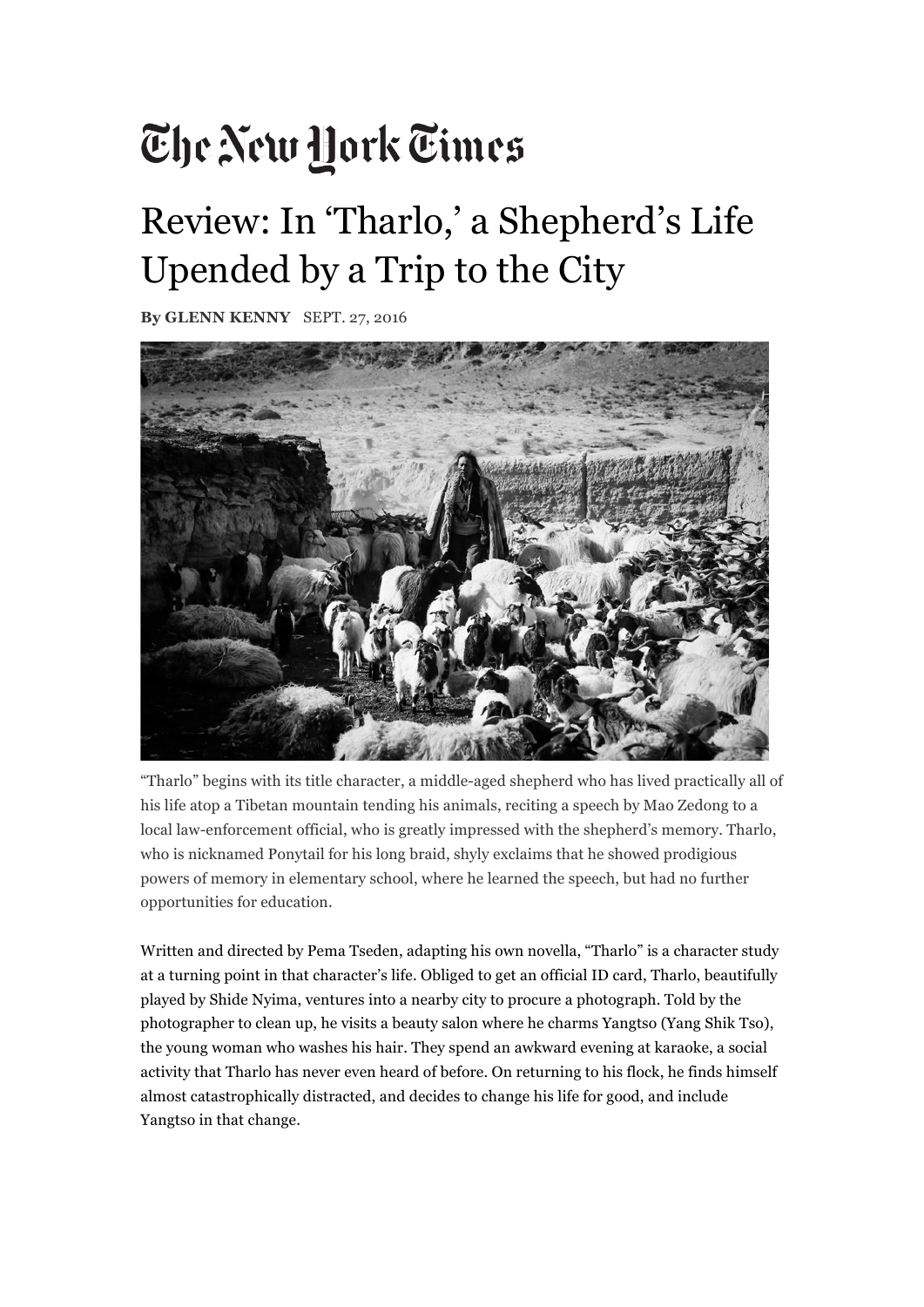# The New York Times

## Review: In 'Tharlo,' a Shepherd's Life Upended by a Trip to the City

**By GLENN KENNY** SEPT. 27, 2016

"Tharlo" begins with its title character, a middle-aged shepherd who has lived practically all of his life atop a Tibetan mountain tending his animals, reciting a speech by Mao Zedong to a local law-enforcement official, who is greatly impressed with the shepherd's memory. Tharlo, who is nicknamed Ponytail for his long braid, shyly exclaims that he showed prodigious powers of memory in elementary school, where he learned the speech, but had no further opportunities for education.

Written and directed by Pema Tseden, adapting his own novella, "Tharlo" is a character study at a turning point in that character's life. Obliged to get an official ID card, Tharlo, beautifully played by Shide Nyima, ventures into a nearby city to procure a photograph. Told by the photographer to clean up, he visits a beauty salon where he charms Yangtso (Yang Shik Tso), the young woman who washes his hair. They spend an awkward evening at karaoke, a social activity that Tharlo has never even heard of before. On returning to his flock, he finds himself almost catastrophically distracted, and decides to change his life for good, and include Yangtso in that change.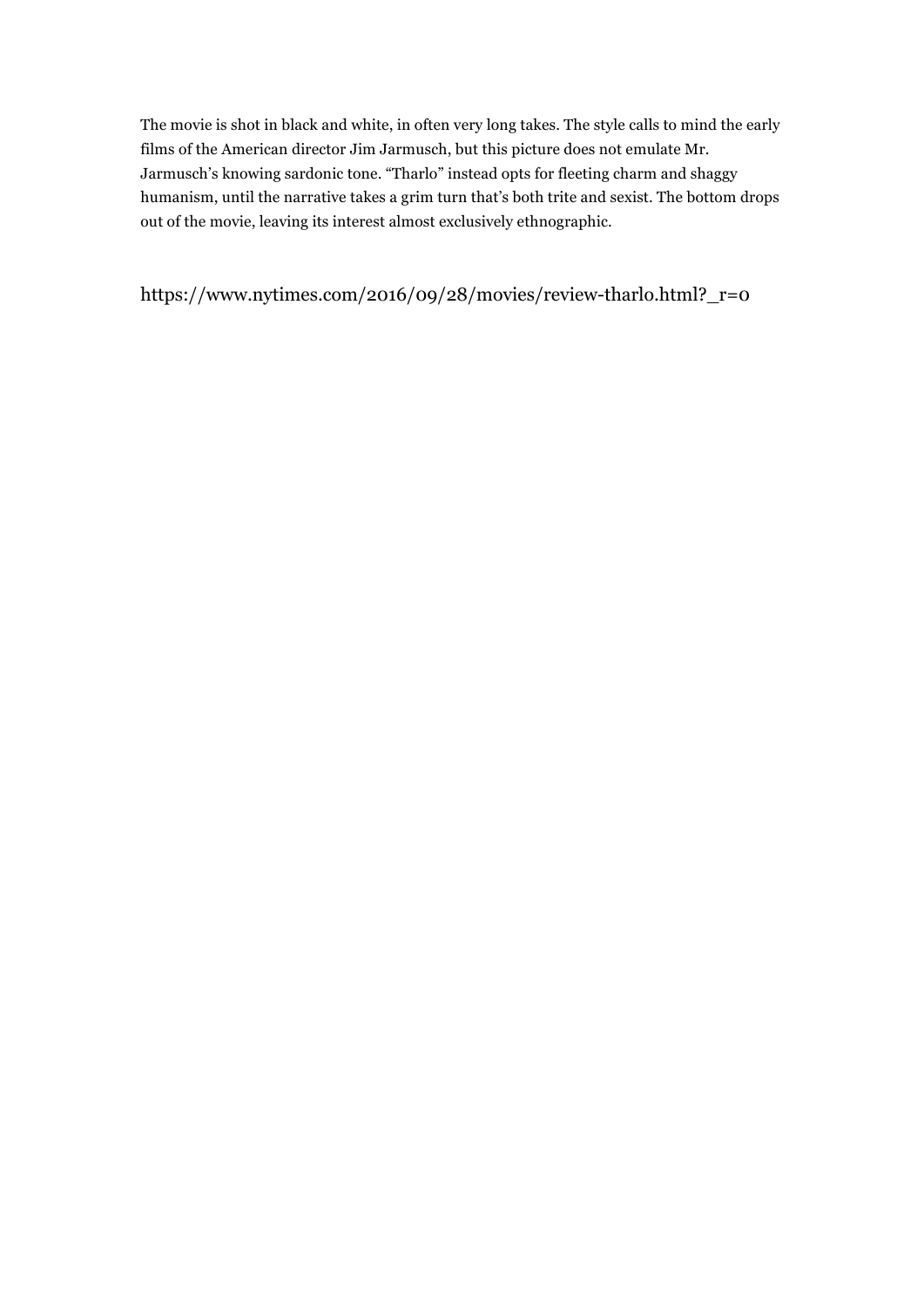The movie is shot in black and white, in often very long takes. The style calls to mind the early films of the American director Jim Jarmusch, but this picture does not emulate Mr. Jarmusch's knowing sardonic tone. "Tharlo" instead opts for fleeting charm and shaggy humanism, until the narrative takes a grim turn that's both trite and sexist. The bottom drops out of the movie, leaving its interest almost exclusively ethnographic.

https://www.nytimes.com/2016/09/28/movies/review-tharlo.html?_r=0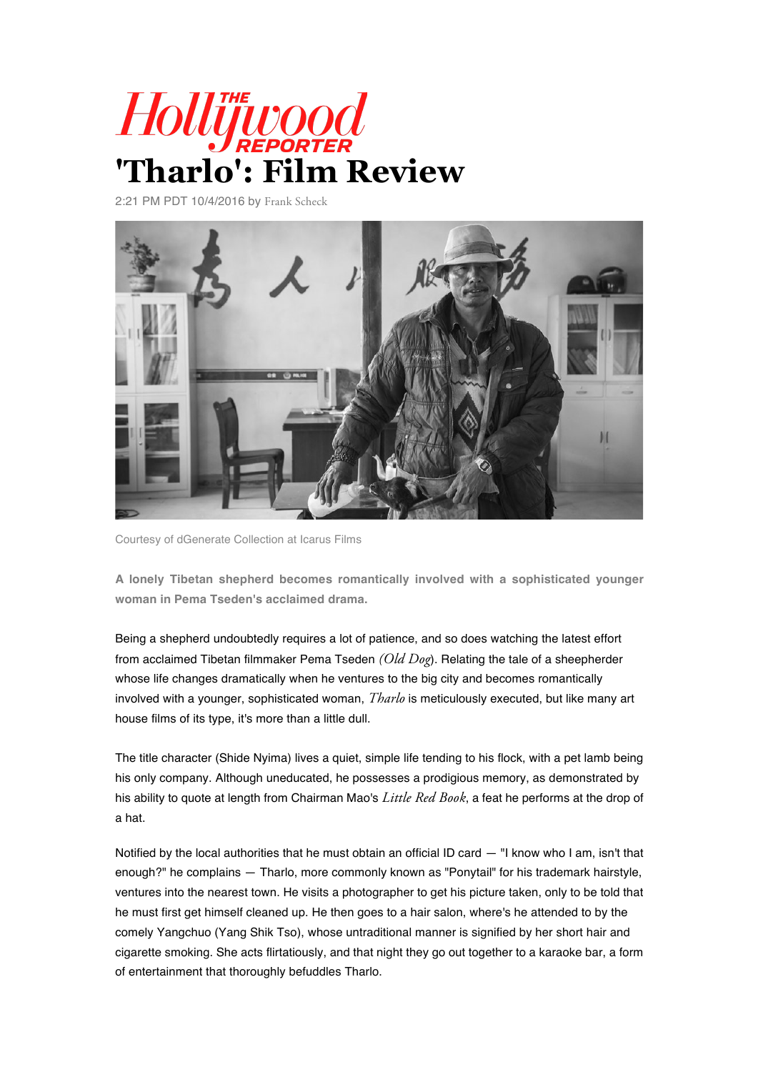The Hollywood Reporter

# 'Tharlo': Film Review

2:21 PM PDT 10/4/2016 by Frank Scheck

Courtesy of dGenerate Collection at Icarus Films

**A lonely Tibetan shepherd becomes romantically involved with a sophisticated younger woman in Pema Tseden's acclaimed drama.**

Being a shepherd undoubtedly requires a lot of patience, and so does watching the latest effort from acclaimed Tibetan filmmaker Pema Tseden *(Old Dog)*. Relating the tale of a sheepherder whose life changes dramatically when he ventures to the big city and becomes romantically involved with a younger, sophisticated woman, *Tharlo* is meticulously executed, but like many art house films of its type, it's more than a little dull.

The title character (Shide Nyima) lives a quiet, simple life tending to his flock, with a pet lamb being his only company. Although uneducated, he possesses a prodigious memory, as demonstrated by his ability to quote at length from Chairman Mao's *Little Red Book*, a feat he performs at the drop of a hat.

Notified by the local authorities that he must obtain an official ID card — "I know who I am, isn't that enough?" he complains — Tharlo, more commonly known as "Ponytail" for his trademark hairstyle, ventures into the nearest town. He visits a photographer to get his picture taken, only to be told that he must first get himself cleaned up. He then goes to a hair salon, where's he attended to by the comely Yangchuo (Yang Shik Tso), whose untraditional manner is signified by her short hair and cigarette smoking. She acts flirtatiously, and that night they go out together to a karaoke bar, a form of entertainment that thoroughly befuddles Tharlo.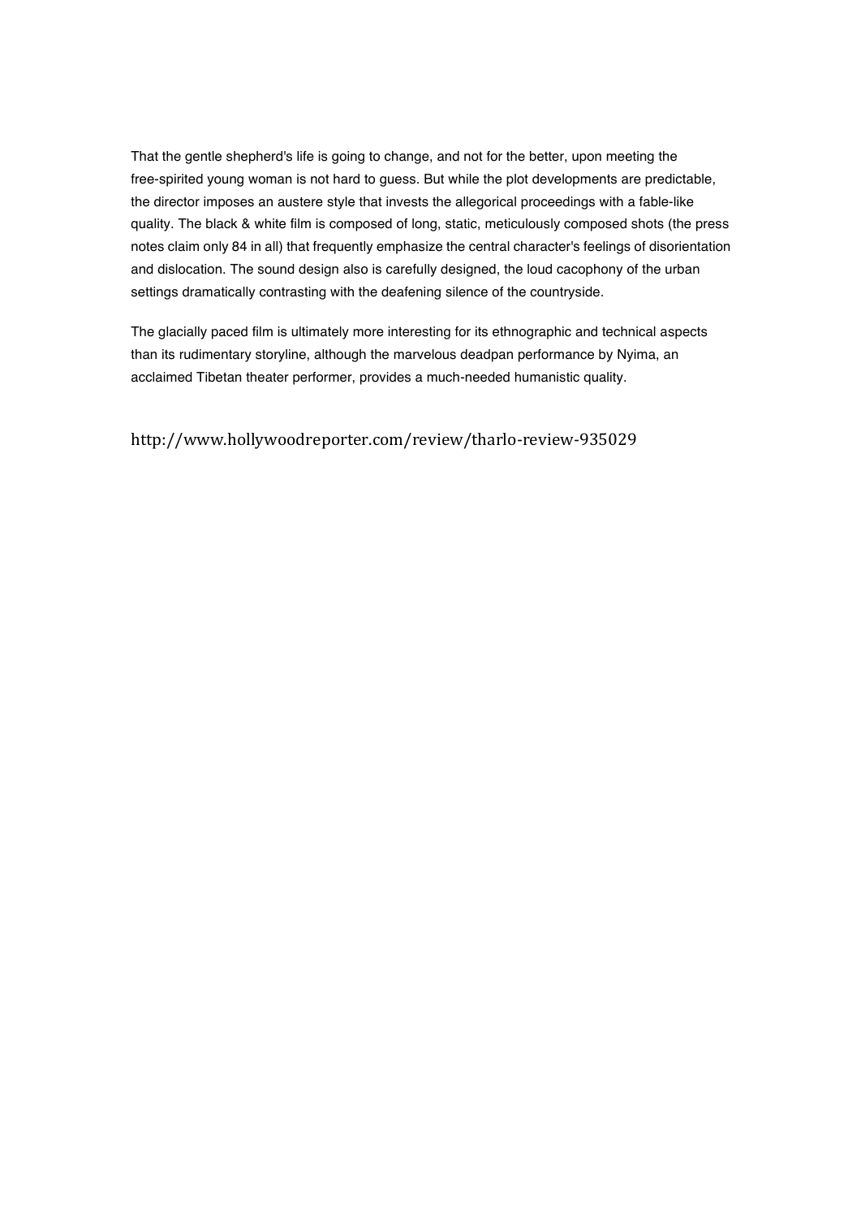That the gentle shepherd's life is going to change, and not for the better, upon meeting the free-spirited young woman is not hard to guess. But while the plot developments are predictable, the director imposes an austere style that invests the allegorical proceedings with a fable-like quality. The black & white film is composed of long, static, meticulously composed shots (the press notes claim only 84 in all) that frequently emphasize the central character's feelings of disorientation and dislocation. The sound design also is carefully designed, the loud cacophony of the urban settings dramatically contrasting with the deafening silence of the countryside.

The glacially paced film is ultimately more interesting for its ethnographic and technical aspects than its rudimentary storyline, although the marvelous deadpan performance by Nyima, an acclaimed Tibetan theater performer, provides a much-needed humanistic quality.

http://www.hollywoodreporter.com/review/tharlo-review-935029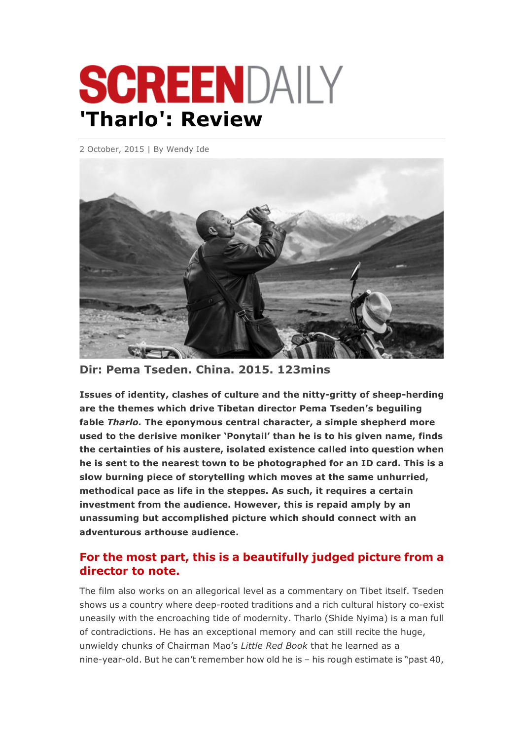# SCREENDAILY

# 'Tharlo': Review

2 October, 2015 | By Wendy Ide

**Dir: Pema Tseden. China. 2015. 123mins**

**Issues of identity, clashes of culture and the nitty-gritty of sheep-herding are the themes which drive Tibetan director Pema Tseden's beguiling fable *Tharlo.* The eponymous central character, a simple shepherd more used to the derisive moniker 'Ponytail' than he is to his given name, finds the certainties of his austere, isolated existence called into question when he is sent to the nearest town to be photographed for an ID card. This is a slow burning piece of storytelling which moves at the same unhurried, methodical pace as life in the steppes. As such, it requires a certain investment from the audience. However, this is repaid amply by an unassuming but accomplished picture which should connect with an adventurous arthouse audience.**

## For the most part, this is a beautifully judged picture from a director to note.

The film also works on an allegorical level as a commentary on Tibet itself. Tseden shows us a country where deep-rooted traditions and a rich cultural history co-exist uneasily with the encroaching tide of modernity. Tharlo (Shide Nyima) is a man full of contradictions. He has an exceptional memory and can still recite the huge, unwieldy chunks of Chairman Mao's *Little Red Book* that he learned as a nine-year-old. But he can't remember how old he is – his rough estimate is "past 40,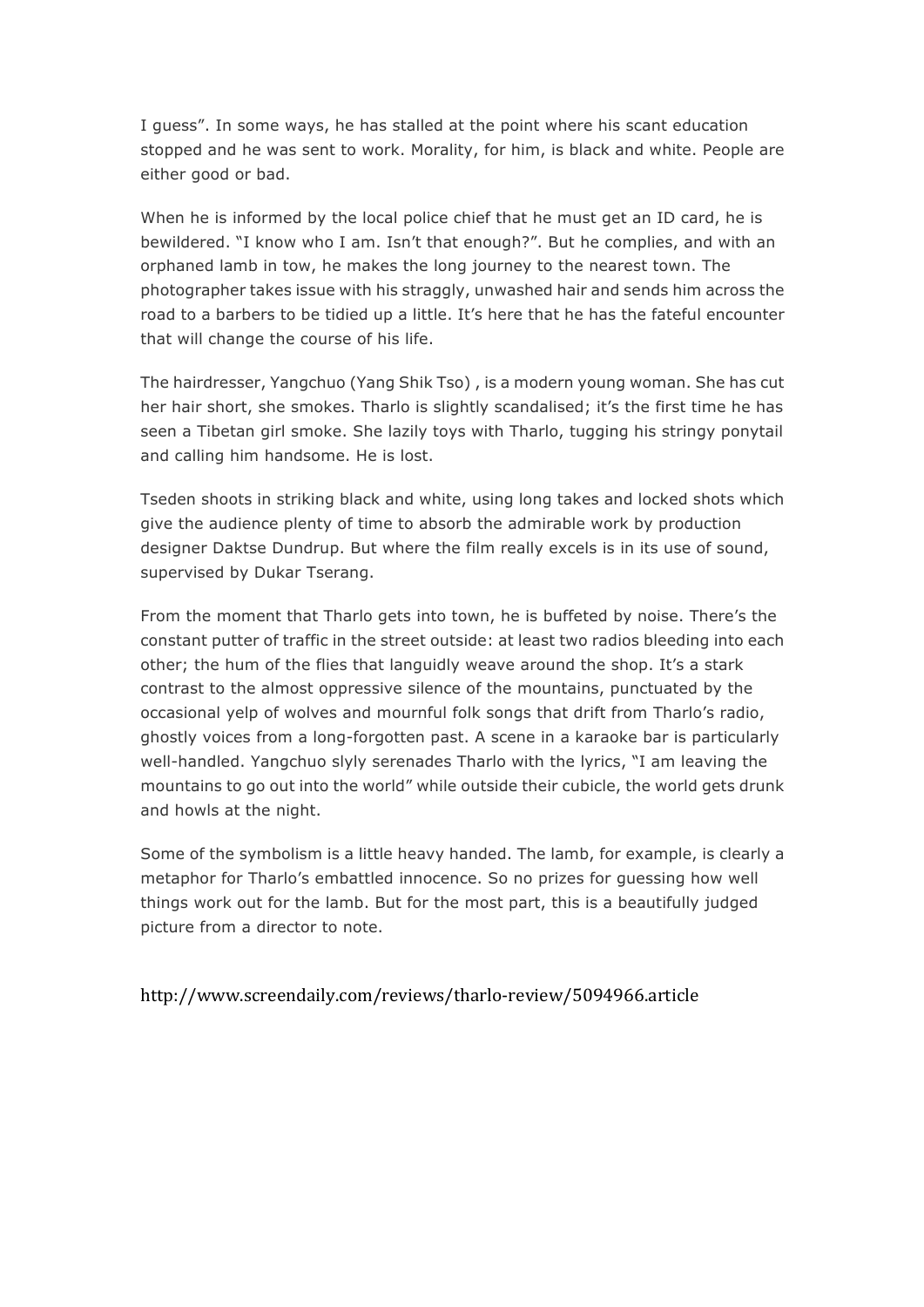I guess". In some ways, he has stalled at the point where his scant education stopped and he was sent to work. Morality, for him, is black and white. People are either good or bad.

When he is informed by the local police chief that he must get an ID card, he is bewildered. "I know who I am. Isn't that enough?". But he complies, and with an orphaned lamb in tow, he makes the long journey to the nearest town. The photographer takes issue with his straggly, unwashed hair and sends him across the road to a barbers to be tidied up a little. It's here that he has the fateful encounter that will change the course of his life.

The hairdresser, Yangchuo (Yang Shik Tso) , is a modern young woman. She has cut her hair short, she smokes. Tharlo is slightly scandalised; it's the first time he has seen a Tibetan girl smoke. She lazily toys with Tharlo, tugging his stringy ponytail and calling him handsome. He is lost.

Tseden shoots in striking black and white, using long takes and locked shots which give the audience plenty of time to absorb the admirable work by production designer Daktse Dundrup. But where the film really excels is in its use of sound, supervised by Dukar Tserang.

From the moment that Tharlo gets into town, he is buffeted by noise. There's the constant putter of traffic in the street outside: at least two radios bleeding into each other; the hum of the flies that languidly weave around the shop. It's a stark contrast to the almost oppressive silence of the mountains, punctuated by the occasional yelp of wolves and mournful folk songs that drift from Tharlo's radio, ghostly voices from a long-forgotten past. A scene in a karaoke bar is particularly well-handled. Yangchuo slyly serenades Tharlo with the lyrics, "I am leaving the mountains to go out into the world" while outside their cubicle, the world gets drunk and howls at the night.

Some of the symbolism is a little heavy handed. The lamb, for example, is clearly a metaphor for Tharlo's embattled innocence. So no prizes for guessing how well things work out for the lamb. But for the most part, this is a beautifully judged picture from a director to note.

http://www.screendaily.com/reviews/tharlo-review/5094966.article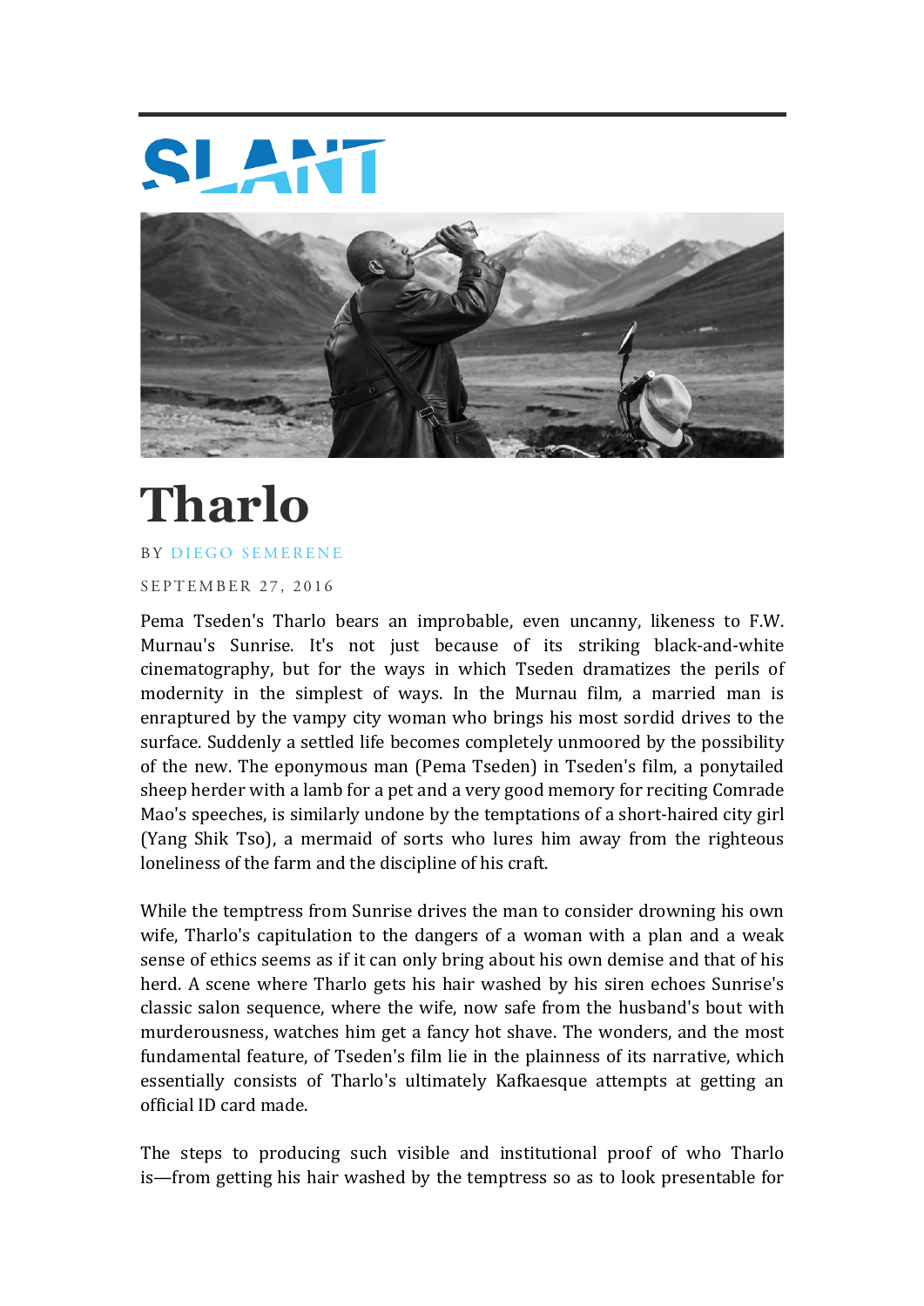SLANT

# Tharlo

BY DIEGO SEMERENE

SEPTEMBER 27, 2016

Pema Tseden's Tharlo bears an improbable, even uncanny, likeness to F.W. Murnau's Sunrise. It's not just because of its striking black-and-white cinematography, but for the ways in which Tseden dramatizes the perils of modernity in the simplest of ways. In the Murnau film, a married man is enraptured by the vampy city woman who brings his most sordid drives to the surface. Suddenly a settled life becomes completely unmoored by the possibility of the new. The eponymous man (Pema Tseden) in Tseden's film, a ponytailed sheep herder with a lamb for a pet and a very good memory for reciting Comrade Mao's speeches, is similarly undone by the temptations of a short-haired city girl (Yang Shik Tso), a mermaid of sorts who lures him away from the righteous loneliness of the farm and the discipline of his craft.

While the temptress from Sunrise drives the man to consider drowning his own wife, Tharlo's capitulation to the dangers of a woman with a plan and a weak sense of ethics seems as if it can only bring about his own demise and that of his herd. A scene where Tharlo gets his hair washed by his siren echoes Sunrise's classic salon sequence, where the wife, now safe from the husband's bout with murderousness, watches him get a fancy hot shave. The wonders, and the most fundamental feature, of Tseden's film lie in the plainness of its narrative, which essentially consists of Tharlo's ultimately Kafkaesque attempts at getting an official ID card made.

The steps to producing such visible and institutional proof of who Tharlo is—from getting his hair washed by the temptress so as to look presentable for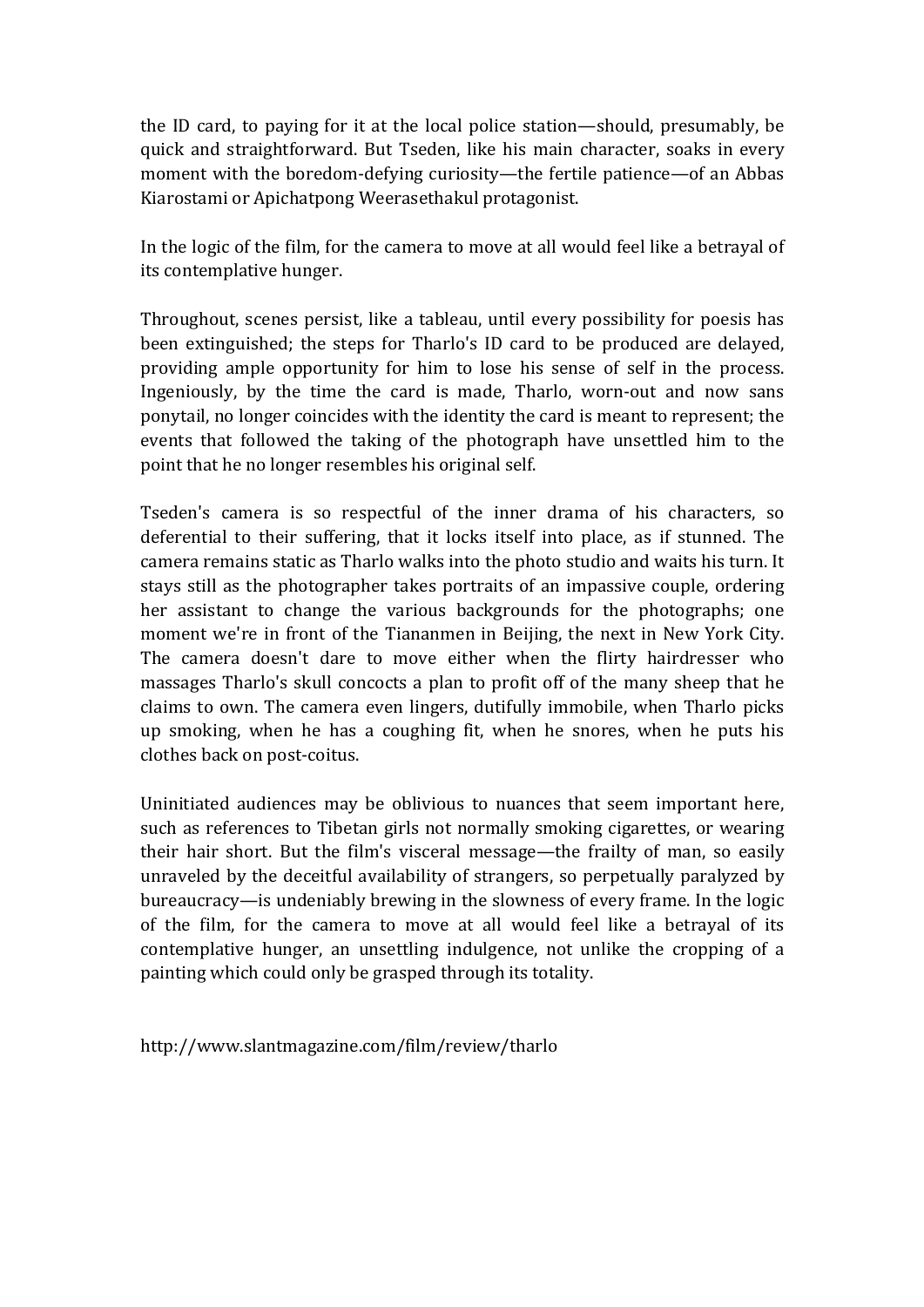the ID card, to paying for it at the local police station—should, presumably, be quick and straightforward. But Tseden, like his main character, soaks in every moment with the boredom-defying curiosity—the fertile patience—of an Abbas Kiarostami or Apichatpong Weerasethakul protagonist.

In the logic of the film, for the camera to move at all would feel like a betrayal of its contemplative hunger.

Throughout, scenes persist, like a tableau, until every possibility for poesis has been extinguished; the steps for Tharlo's ID card to be produced are delayed, providing ample opportunity for him to lose his sense of self in the process. Ingeniously, by the time the card is made, Tharlo, worn-out and now sans ponytail, no longer coincides with the identity the card is meant to represent; the events that followed the taking of the photograph have unsettled him to the point that he no longer resembles his original self.

Tseden's camera is so respectful of the inner drama of his characters, so deferential to their suffering, that it locks itself into place, as if stunned. The camera remains static as Tharlo walks into the photo studio and waits his turn. It stays still as the photographer takes portraits of an impassive couple, ordering her assistant to change the various backgrounds for the photographs; one moment we're in front of the Tiananmen in Beijing, the next in New York City. The camera doesn't dare to move either when the flirty hairdresser who massages Tharlo's skull concocts a plan to profit off of the many sheep that he claims to own. The camera even lingers, dutifully immobile, when Tharlo picks up smoking, when he has a coughing fit, when he snores, when he puts his clothes back on post-coitus.

Uninitiated audiences may be oblivious to nuances that seem important here, such as references to Tibetan girls not normally smoking cigarettes, or wearing their hair short. But the film's visceral message—the frailty of man, so easily unraveled by the deceitful availability of strangers, so perpetually paralyzed by bureaucracy—is undeniably brewing in the slowness of every frame. In the logic of the film, for the camera to move at all would feel like a betrayal of its contemplative hunger, an unsettling indulgence, not unlike the cropping of a painting which could only be grasped through its totality.

http://www.slantmagazine.com/film/review/tharlo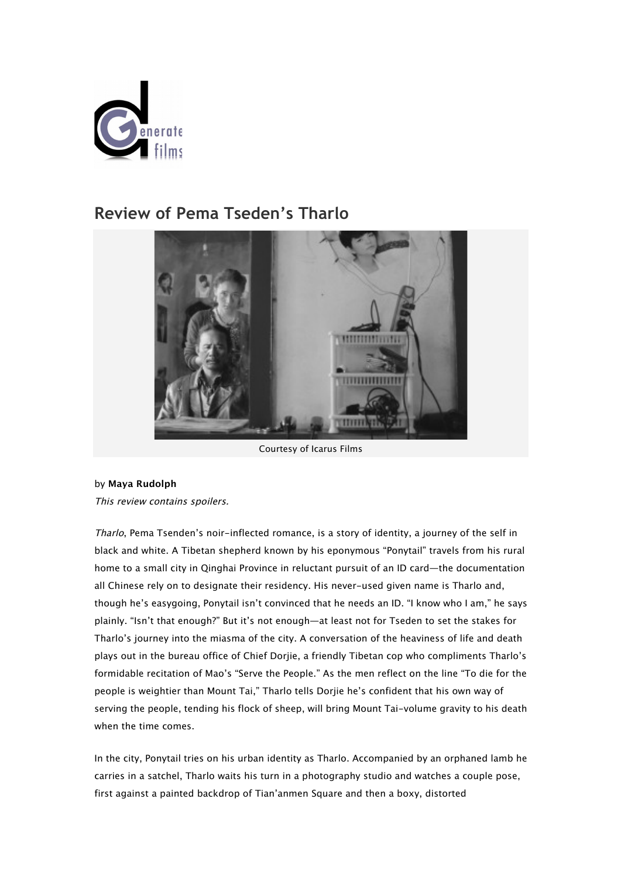## Review of Pema Tseden's Tharlo

Courtesy of Icarus Films

by **Maya Rudolph**

*This review contains spoilers.*

*Tharlo*, Pema Tsenden's noir-inflected romance, is a story of identity, a journey of the self in black and white. A Tibetan shepherd known by his eponymous "Ponytail" travels from his rural home to a small city in Qinghai Province in reluctant pursuit of an ID card—the documentation all Chinese rely on to designate their residency. His never-used given name is Tharlo and, though he's easygoing, Ponytail isn't convinced that he needs an ID. "I know who I am," he says plainly. "Isn't that enough?" But it's not enough—at least not for Tseden to set the stakes for Tharlo's journey into the miasma of the city. A conversation of the heaviness of life and death plays out in the bureau office of Chief Dorjie, a friendly Tibetan cop who compliments Tharlo's formidable recitation of Mao's "Serve the People." As the men reflect on the line "To die for the people is weightier than Mount Tai," Tharlo tells Dorjie he's confident that his own way of serving the people, tending his flock of sheep, will bring Mount Tai-volume gravity to his death when the time comes.

In the city, Ponytail tries on his urban identity as Tharlo. Accompanied by an orphaned lamb he carries in a satchel, Tharlo waits his turn in a photography studio and watches a couple pose, first against a painted backdrop of Tian'anmen Square and then a boxy, distorted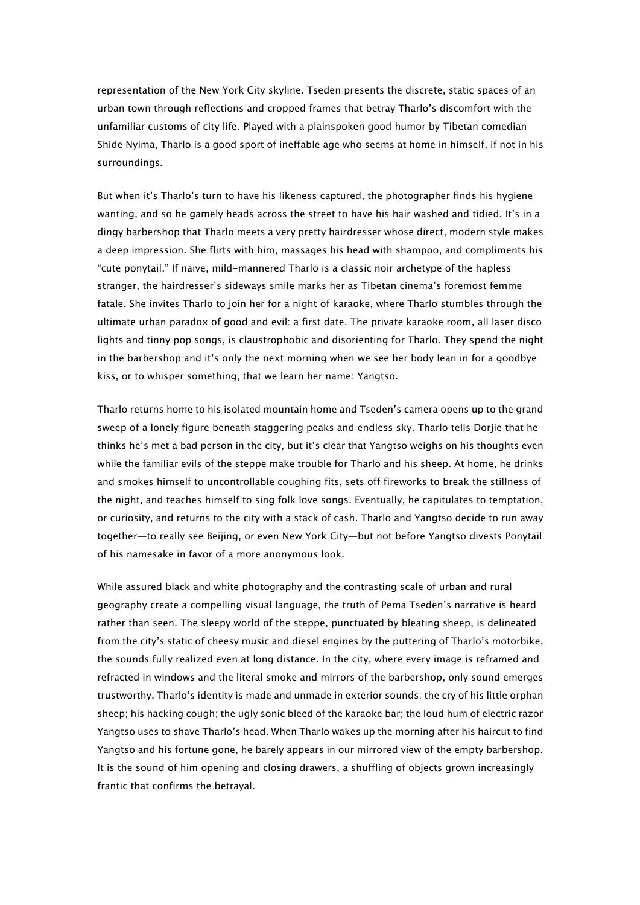representation of the New York City skyline. Tseden presents the discrete, static spaces of an urban town through reflections and cropped frames that betray Tharlo's discomfort with the unfamiliar customs of city life. Played with a plainspoken good humor by Tibetan comedian Shide Nyima, Tharlo is a good sport of ineffable age who seems at home in himself, if not in his surroundings.

But when it's Tharlo's turn to have his likeness captured, the photographer finds his hygiene wanting, and so he gamely heads across the street to have his hair washed and tidied. It's in a dingy barbershop that Tharlo meets a very pretty hairdresser whose direct, modern style makes a deep impression. She flirts with him, massages his head with shampoo, and compliments his "cute ponytail." If naive, mild-mannered Tharlo is a classic noir archetype of the hapless stranger, the hairdresser's sideways smile marks her as Tibetan cinema's foremost femme fatale. She invites Tharlo to join her for a night of karaoke, where Tharlo stumbles through the ultimate urban paradox of good and evil: a first date. The private karaoke room, all laser disco lights and tinny pop songs, is claustrophobic and disorienting for Tharlo. They spend the night in the barbershop and it's only the next morning when we see her body lean in for a goodbye kiss, or to whisper something, that we learn her name: Yangtso.

Tharlo returns home to his isolated mountain home and Tseden's camera opens up to the grand sweep of a lonely figure beneath staggering peaks and endless sky. Tharlo tells Dorjie that he thinks he's met a bad person in the city, but it's clear that Yangtso weighs on his thoughts even while the familiar evils of the steppe make trouble for Tharlo and his sheep. At home, he drinks and smokes himself to uncontrollable coughing fits, sets off fireworks to break the stillness of the night, and teaches himself to sing folk love songs. Eventually, he capitulates to temptation, or curiosity, and returns to the city with a stack of cash. Tharlo and Yangtso decide to run away together—to really see Beijing, or even New York City—but not before Yangtso divests Ponytail of his namesake in favor of a more anonymous look.

While assured black and white photography and the contrasting scale of urban and rural geography create a compelling visual language, the truth of Pema Tseden's narrative is heard rather than seen. The sleepy world of the steppe, punctuated by bleating sheep, is delineated from the city's static of cheesy music and diesel engines by the puttering of Tharlo's motorbike, the sounds fully realized even at long distance. In the city, where every image is reframed and refracted in windows and the literal smoke and mirrors of the barbershop, only sound emerges trustworthy. Tharlo's identity is made and unmade in exterior sounds: the cry of his little orphan sheep; his hacking cough; the ugly sonic bleed of the karaoke bar; the loud hum of electric razor Yangtso uses to shave Tharlo's head. When Tharlo wakes up the morning after his haircut to find Yangtso and his fortune gone, he barely appears in our mirrored view of the empty barbershop. It is the sound of him opening and closing drawers, a shuffling of objects grown increasingly frantic that confirms the betrayal.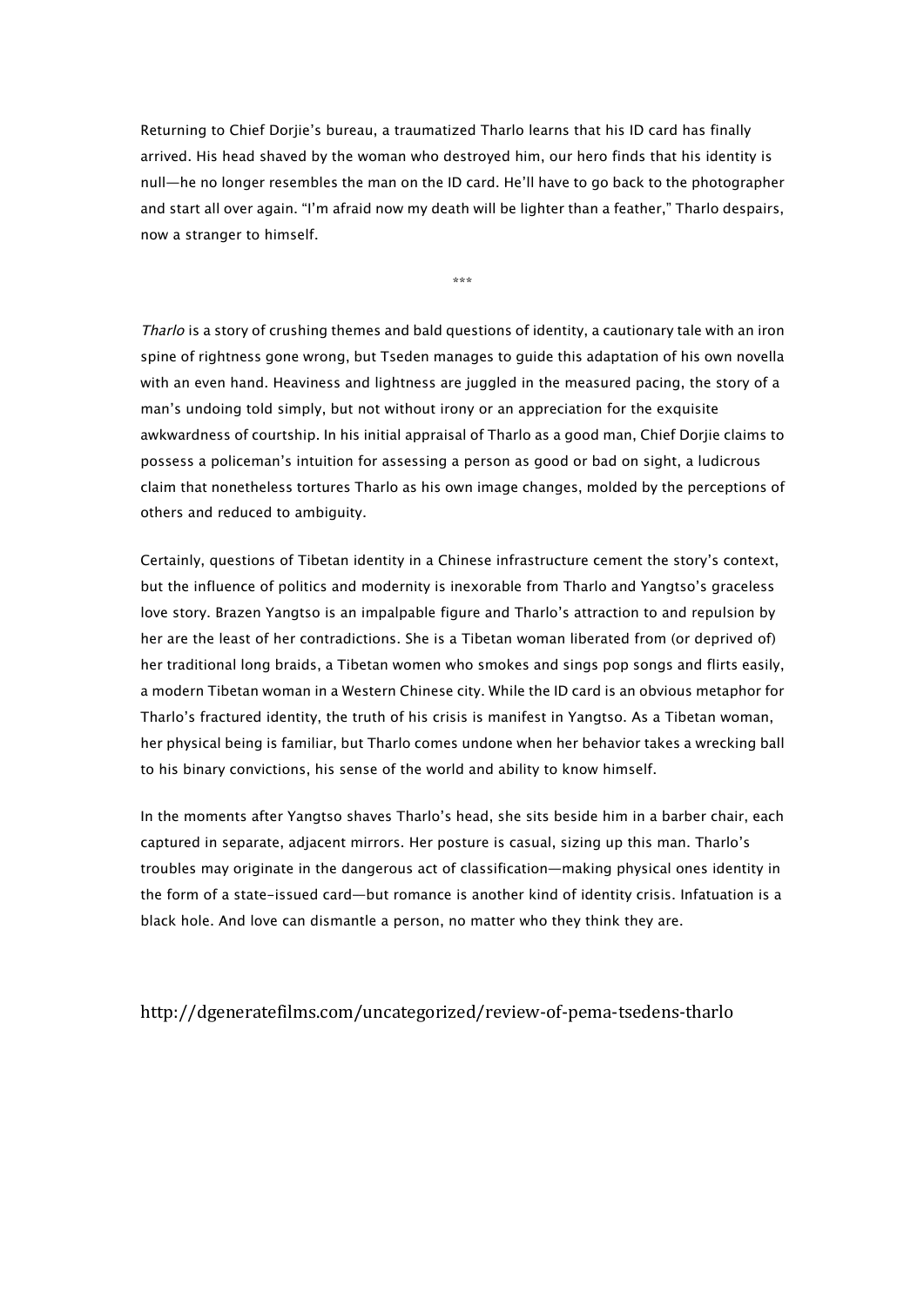Returning to Chief Dorjie's bureau, a traumatized Tharlo learns that his ID card has finally arrived. His head shaved by the woman who destroyed him, our hero finds that his identity is null—he no longer resembles the man on the ID card. He'll have to go back to the photographer and start all over again. "I'm afraid now my death will be lighter than a feather," Tharlo despairs, now a stranger to himself.

***

*Tharlo* is a story of crushing themes and bald questions of identity, a cautionary tale with an iron spine of rightness gone wrong, but Tseden manages to guide this adaptation of his own novella with an even hand. Heaviness and lightness are juggled in the measured pacing, the story of a man's undoing told simply, but not without irony or an appreciation for the exquisite awkwardness of courtship. In his initial appraisal of Tharlo as a good man, Chief Dorjie claims to possess a policeman's intuition for assessing a person as good or bad on sight, a ludicrous claim that nonetheless tortures Tharlo as his own image changes, molded by the perceptions of others and reduced to ambiguity.

Certainly, questions of Tibetan identity in a Chinese infrastructure cement the story's context, but the influence of politics and modernity is inexorable from Tharlo and Yangtso's graceless love story. Brazen Yangtso is an impalpable figure and Tharlo's attraction to and repulsion by her are the least of her contradictions. She is a Tibetan woman liberated from (or deprived of) her traditional long braids, a Tibetan women who smokes and sings pop songs and flirts easily, a modern Tibetan woman in a Western Chinese city. While the ID card is an obvious metaphor for Tharlo's fractured identity, the truth of his crisis is manifest in Yangtso. As a Tibetan woman, her physical being is familiar, but Tharlo comes undone when her behavior takes a wrecking ball to his binary convictions, his sense of the world and ability to know himself.

In the moments after Yangtso shaves Tharlo's head, she sits beside him in a barber chair, each captured in separate, adjacent mirrors. Her posture is casual, sizing up this man. Tharlo's troubles may originate in the dangerous act of classification—making physical ones identity in the form of a state-issued card—but romance is another kind of identity crisis. Infatuation is a black hole. And love can dismantle a person, no matter who they think they are.

http://dgeneratefilms.com/uncategorized/review-of-pema-tsedens-tharlo